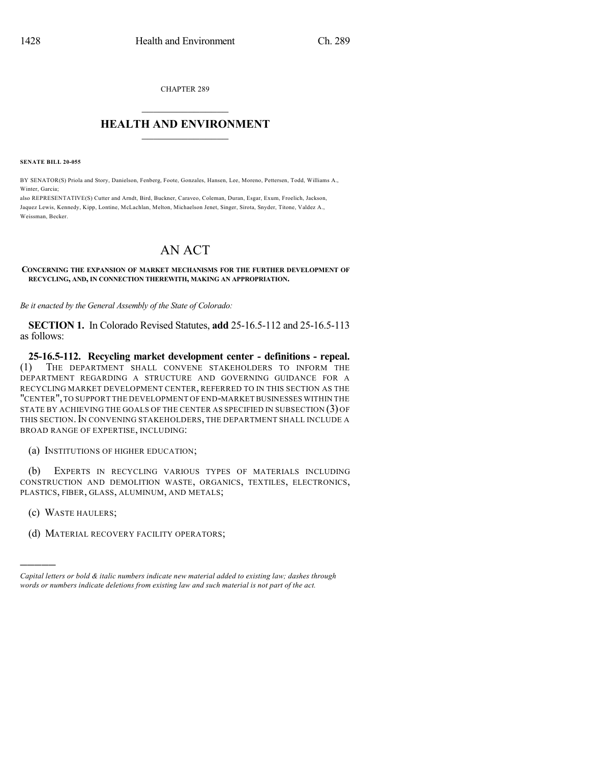CHAPTER 289

# HEALTH AND ENVIRONMENT

**SENATE BILL 20-055**

BY SENATOR(S) Priola and Story, Danielson, Fenberg, Foote, Gonzales, Hansen, Lee, Moreno, Pettersen, Todd, Williams A., Winter, Garcia;
also REPRESENTATIVE(S) Cutter and Arndt, Bird, Buckner, Caraveo, Coleman, Duran, Esgar, Exum, Froelich, Jackson, Jaquez Lewis, Kennedy, Kipp, Lontine, McLachlan, Melton, Michaelson Jenet, Singer, Sirota, Snyder, Titone, Valdez A., Weissman, Becker.

# AN ACT

**CONCERNING THE EXPANSION OF MARKET MECHANISMS FOR THE FURTHER DEVELOPMENT OF RECYCLING, AND, IN CONNECTION THEREWITH, MAKING AN APPROPRIATION.**

*Be it enacted by the General Assembly of the State of Colorado:*

**SECTION 1.** In Colorado Revised Statutes, **add** 25-16.5-112 and 25-16.5-113 as follows:

**25-16.5-112. Recycling market development center - definitions - repeal.** (1) THE DEPARTMENT SHALL CONVENE STAKEHOLDERS TO INFORM THE DEPARTMENT REGARDING A STRUCTURE AND GOVERNING GUIDANCE FOR A RECYCLING MARKET DEVELOPMENT CENTER, REFERRED TO IN THIS SECTION AS THE "CENTER", TO SUPPORT THE DEVELOPMENT OF END-MARKET BUSINESSES WITHIN THE STATE BY ACHIEVING THE GOALS OF THE CENTER AS SPECIFIED IN SUBSECTION (3) OF THIS SECTION. IN CONVENING STAKEHOLDERS, THE DEPARTMENT SHALL INCLUDE A BROAD RANGE OF EXPERTISE, INCLUDING:

(a) INSTITUTIONS OF HIGHER EDUCATION;

(b) EXPERTS IN RECYCLING VARIOUS TYPES OF MATERIALS INCLUDING CONSTRUCTION AND DEMOLITION WASTE, ORGANICS, TEXTILES, ELECTRONICS, PLASTICS, FIBER, GLASS, ALUMINUM, AND METALS;

(c) WASTE HAULERS;

(d) MATERIAL RECOVERY FACILITY OPERATORS;

---

*Capital letters or bold & italic numbers indicate new material added to existing law; dashes through words or numbers indicate deletions from existing law and such material is not part of the act.*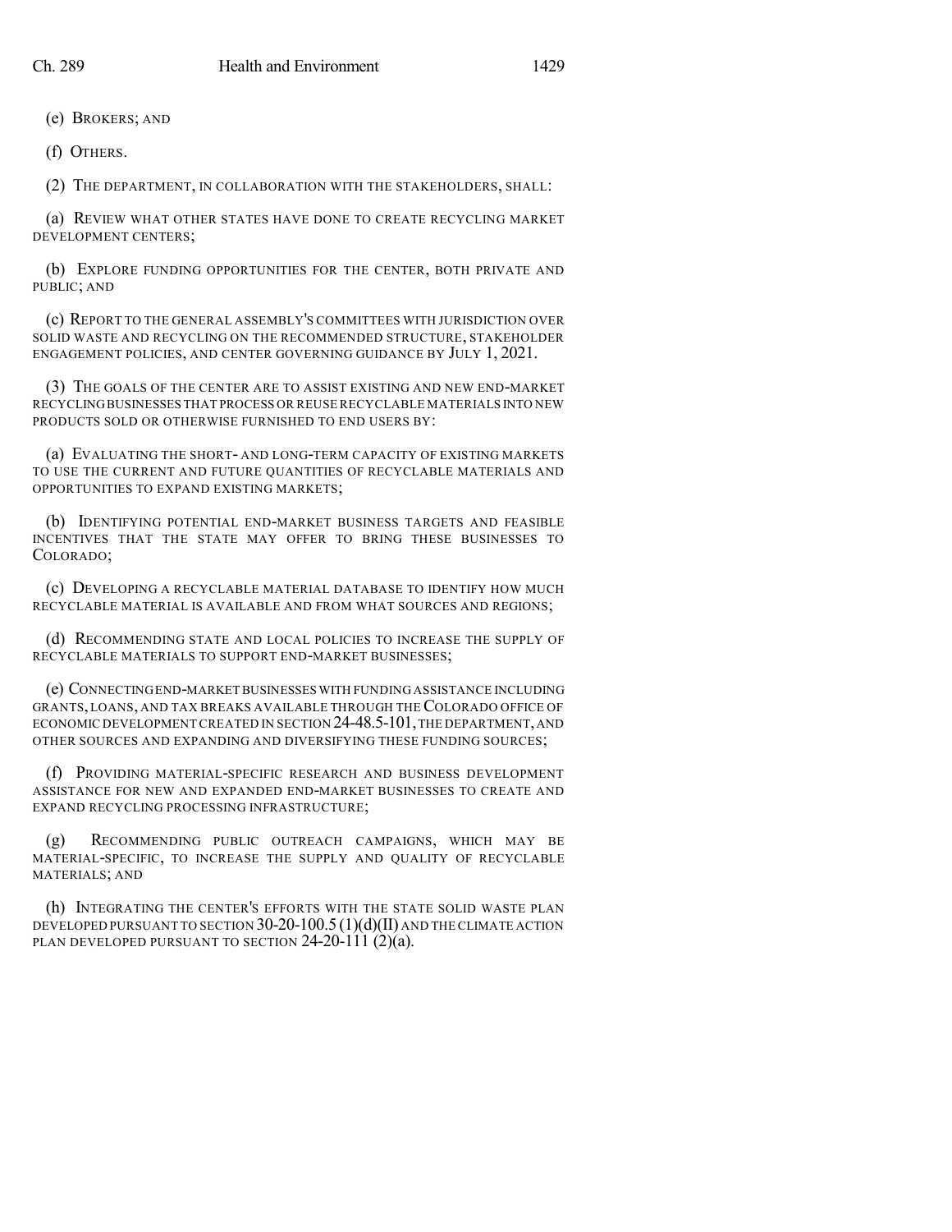(e) BROKERS; AND

(f) OTHERS.

(2) THE DEPARTMENT, IN COLLABORATION WITH THE STAKEHOLDERS, SHALL:

(a) REVIEW WHAT OTHER STATES HAVE DONE TO CREATE RECYCLING MARKET DEVELOPMENT CENTERS;

(b) EXPLORE FUNDING OPPORTUNITIES FOR THE CENTER, BOTH PRIVATE AND PUBLIC; AND

(c) REPORT TO THE GENERAL ASSEMBLY'S COMMITTEES WITH JURISDICTION OVER SOLID WASTE AND RECYCLING ON THE RECOMMENDED STRUCTURE, STAKEHOLDER ENGAGEMENT POLICIES, AND CENTER GOVERNING GUIDANCE BY JULY 1, 2021.

(3) THE GOALS OF THE CENTER ARE TO ASSIST EXISTING AND NEW END-MARKET RECYCLING BUSINESSES THAT PROCESS OR REUSE RECYCLABLE MATERIALS INTO NEW PRODUCTS SOLD OR OTHERWISE FURNISHED TO END USERS BY:

(a) EVALUATING THE SHORT- AND LONG-TERM CAPACITY OF EXISTING MARKETS TO USE THE CURRENT AND FUTURE QUANTITIES OF RECYCLABLE MATERIALS AND OPPORTUNITIES TO EXPAND EXISTING MARKETS;

(b) IDENTIFYING POTENTIAL END-MARKET BUSINESS TARGETS AND FEASIBLE INCENTIVES THAT THE STATE MAY OFFER TO BRING THESE BUSINESSES TO COLORADO;

(c) DEVELOPING A RECYCLABLE MATERIAL DATABASE TO IDENTIFY HOW MUCH RECYCLABLE MATERIAL IS AVAILABLE AND FROM WHAT SOURCES AND REGIONS;

(d) RECOMMENDING STATE AND LOCAL POLICIES TO INCREASE THE SUPPLY OF RECYCLABLE MATERIALS TO SUPPORT END-MARKET BUSINESSES;

(e) CONNECTING END-MARKET BUSINESSES WITH FUNDING ASSISTANCE INCLUDING GRANTS, LOANS, AND TAX BREAKS AVAILABLE THROUGH THE COLORADO OFFICE OF ECONOMIC DEVELOPMENT CREATED IN SECTION 24-48.5-101, THE DEPARTMENT, AND OTHER SOURCES AND EXPANDING AND DIVERSIFYING THESE FUNDING SOURCES;

(f) PROVIDING MATERIAL-SPECIFIC RESEARCH AND BUSINESS DEVELOPMENT ASSISTANCE FOR NEW AND EXPANDED END-MARKET BUSINESSES TO CREATE AND EXPAND RECYCLING PROCESSING INFRASTRUCTURE;

(g) RECOMMENDING PUBLIC OUTREACH CAMPAIGNS, WHICH MAY BE MATERIAL-SPECIFIC, TO INCREASE THE SUPPLY AND QUALITY OF RECYCLABLE MATERIALS; AND

(h) INTEGRATING THE CENTER'S EFFORTS WITH THE STATE SOLID WASTE PLAN DEVELOPED PURSUANT TO SECTION 30-20-100.5 (1)(d)(II) AND THE CLIMATE ACTION PLAN DEVELOPED PURSUANT TO SECTION 24-20-111 (2)(a).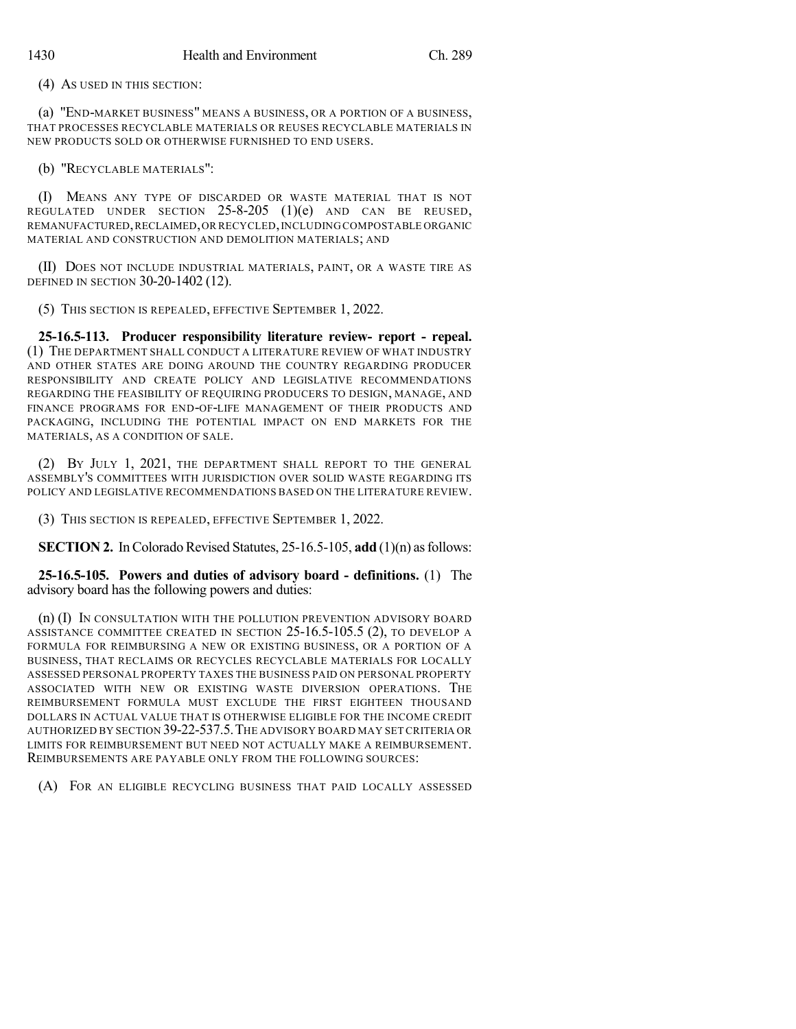(4) AS USED IN THIS SECTION:

(a) "END-MARKET BUSINESS" MEANS A BUSINESS, OR A PORTION OF A BUSINESS, THAT PROCESSES RECYCLABLE MATERIALS OR REUSES RECYCLABLE MATERIALS IN NEW PRODUCTS SOLD OR OTHERWISE FURNISHED TO END USERS.

(b) "RECYCLABLE MATERIALS":

(I) MEANS ANY TYPE OF DISCARDED OR WASTE MATERIAL THAT IS NOT REGULATED UNDER SECTION 25-8-205 (1)(e) AND CAN BE REUSED, REMANUFACTURED, RECLAIMED, OR RECYCLED, INCLUDING COMPOSTABLE ORGANIC MATERIAL AND CONSTRUCTION AND DEMOLITION MATERIALS; AND

(II) DOES NOT INCLUDE INDUSTRIAL MATERIALS, PAINT, OR A WASTE TIRE AS DEFINED IN SECTION 30-20-1402 (12).

(5) THIS SECTION IS REPEALED, EFFECTIVE SEPTEMBER 1, 2022.

**25-16.5-113. Producer responsibility literature review- report - repeal.** (1) THE DEPARTMENT SHALL CONDUCT A LITERATURE REVIEW OF WHAT INDUSTRY AND OTHER STATES ARE DOING AROUND THE COUNTRY REGARDING PRODUCER RESPONSIBILITY AND CREATE POLICY AND LEGISLATIVE RECOMMENDATIONS REGARDING THE FEASIBILITY OF REQUIRING PRODUCERS TO DESIGN, MANAGE, AND FINANCE PROGRAMS FOR END-OF-LIFE MANAGEMENT OF THEIR PRODUCTS AND PACKAGING, INCLUDING THE POTENTIAL IMPACT ON END MARKETS FOR THE MATERIALS, AS A CONDITION OF SALE.

(2) BY JULY 1, 2021, THE DEPARTMENT SHALL REPORT TO THE GENERAL ASSEMBLY'S COMMITTEES WITH JURISDICTION OVER SOLID WASTE REGARDING ITS POLICY AND LEGISLATIVE RECOMMENDATIONS BASED ON THE LITERATURE REVIEW.

(3) THIS SECTION IS REPEALED, EFFECTIVE SEPTEMBER 1, 2022.

**SECTION 2.** In Colorado Revised Statutes, 25-16.5-105, **add** (1)(n) as follows:

**25-16.5-105. Powers and duties of advisory board - definitions.** (1) The advisory board has the following powers and duties:

(n) (I) IN CONSULTATION WITH THE POLLUTION PREVENTION ADVISORY BOARD ASSISTANCE COMMITTEE CREATED IN SECTION 25-16.5-105.5 (2), TO DEVELOP A FORMULA FOR REIMBURSING A NEW OR EXISTING BUSINESS, OR A PORTION OF A BUSINESS, THAT RECLAIMS OR RECYCLES RECYCLABLE MATERIALS FOR LOCALLY ASSESSED PERSONAL PROPERTY TAXES THE BUSINESS PAID ON PERSONAL PROPERTY ASSOCIATED WITH NEW OR EXISTING WASTE DIVERSION OPERATIONS. THE REIMBURSEMENT FORMULA MUST EXCLUDE THE FIRST EIGHTEEN THOUSAND DOLLARS IN ACTUAL VALUE THAT IS OTHERWISE ELIGIBLE FOR THE INCOME CREDIT AUTHORIZED BY SECTION 39-22-537.5. THE ADVISORY BOARD MAY SET CRITERIA OR LIMITS FOR REIMBURSEMENT BUT NEED NOT ACTUALLY MAKE A REIMBURSEMENT. REIMBURSEMENTS ARE PAYABLE ONLY FROM THE FOLLOWING SOURCES:

(A) FOR AN ELIGIBLE RECYCLING BUSINESS THAT PAID LOCALLY ASSESSED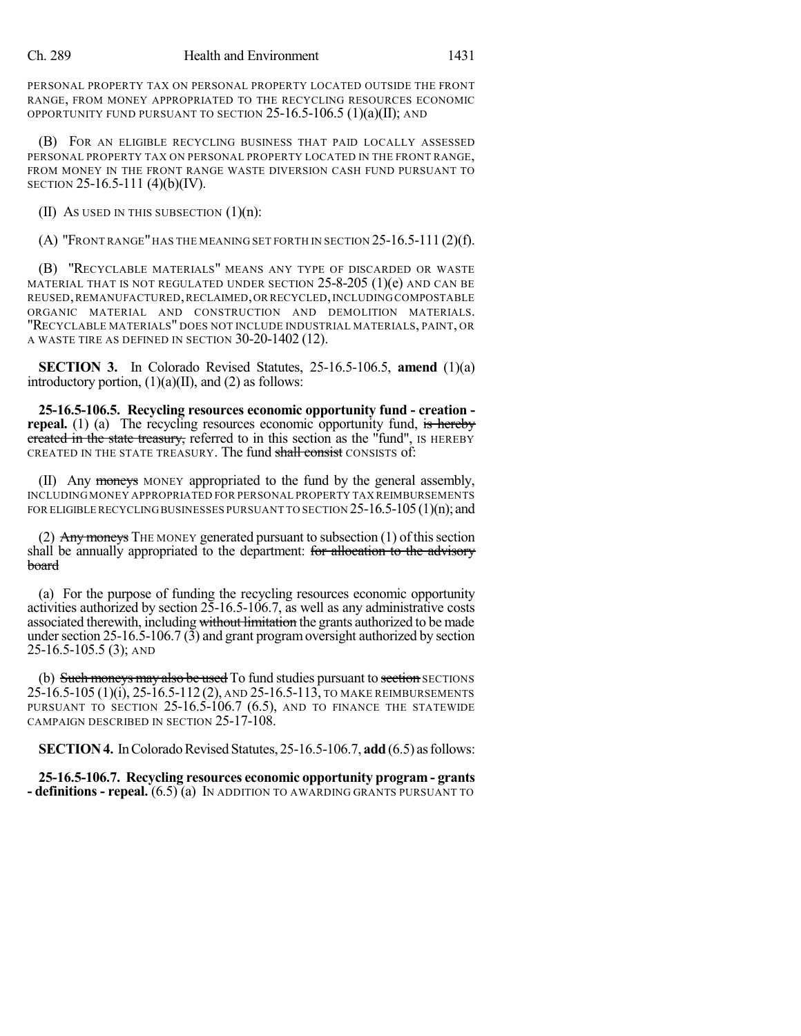PERSONAL PROPERTY TAX ON PERSONAL PROPERTY LOCATED OUTSIDE THE FRONT RANGE, FROM MONEY APPROPRIATED TO THE RECYCLING RESOURCES ECONOMIC OPPORTUNITY FUND PURSUANT TO SECTION 25-16.5-106.5 (1)(a)(II); AND

(B) FOR AN ELIGIBLE RECYCLING BUSINESS THAT PAID LOCALLY ASSESSED PERSONAL PROPERTY TAX ON PERSONAL PROPERTY LOCATED IN THE FRONT RANGE, FROM MONEY IN THE FRONT RANGE WASTE DIVERSION CASH FUND PURSUANT TO SECTION 25-16.5-111 (4)(b)(IV).

(II) AS USED IN THIS SUBSECTION (1)(n):

(A) "FRONT RANGE" HAS THE MEANING SET FORTH IN SECTION 25-16.5-111 (2)(f).

(B) "RECYCLABLE MATERIALS" MEANS ANY TYPE OF DISCARDED OR WASTE MATERIAL THAT IS NOT REGULATED UNDER SECTION 25-8-205 (1)(e) AND CAN BE REUSED, REMANUFACTURED, RECLAIMED, OR RECYCLED, INCLUDING COMPOSTABLE ORGANIC MATERIAL AND CONSTRUCTION AND DEMOLITION MATERIALS. "RECYCLABLE MATERIALS" DOES NOT INCLUDE INDUSTRIAL MATERIALS, PAINT, OR A WASTE TIRE AS DEFINED IN SECTION 30-20-1402 (12).

**SECTION 3.** In Colorado Revised Statutes, 25-16.5-106.5, **amend** (1)(a) introductory portion, (1)(a)(II), and (2) as follows:

**25-16.5-106.5. Recycling resources economic opportunity fund - creation - repeal.** (1) (a) The recycling resources economic opportunity fund, ~~is hereby created in the state treasury,~~ referred to in this section as the "fund", IS HEREBY CREATED IN THE STATE TREASURY. The fund ~~shall consist~~ CONSISTS of:

(II) Any ~~moneys~~ MONEY appropriated to the fund by the general assembly, INCLUDING MONEY APPROPRIATED FOR PERSONAL PROPERTY TAX REIMBURSEMENTS FOR ELIGIBLE RECYCLING BUSINESSES PURSUANT TO SECTION 25-16.5-105 (1)(n); and

(2) ~~Any moneys~~ THE MONEY generated pursuant to subsection (1) of this section shall be annually appropriated to the department: ~~for allocation to the advisory board~~

(a) For the purpose of funding the recycling resources economic opportunity activities authorized by section 25-16.5-106.7, as well as any administrative costs associated therewith, including ~~without limitation~~ the grants authorized to be made under section 25-16.5-106.7 (3) and grant program oversight authorized by section 25-16.5-105.5 (3); AND

(b) ~~Such moneys may also be used~~ To fund studies pursuant to ~~section~~ SECTIONS 25-16.5-105 (1)(i), 25-16.5-112 (2), AND 25-16.5-113, TO MAKE REIMBURSEMENTS PURSUANT TO SECTION 25-16.5-106.7 (6.5), AND TO FINANCE THE STATEWIDE CAMPAIGN DESCRIBED IN SECTION 25-17-108.

**SECTION 4.** In Colorado Revised Statutes, 25-16.5-106.7, **add** (6.5) as follows:

**25-16.5-106.7. Recycling resources economic opportunity program - grants - definitions - repeal.** (6.5) (a) IN ADDITION TO AWARDING GRANTS PURSUANT TO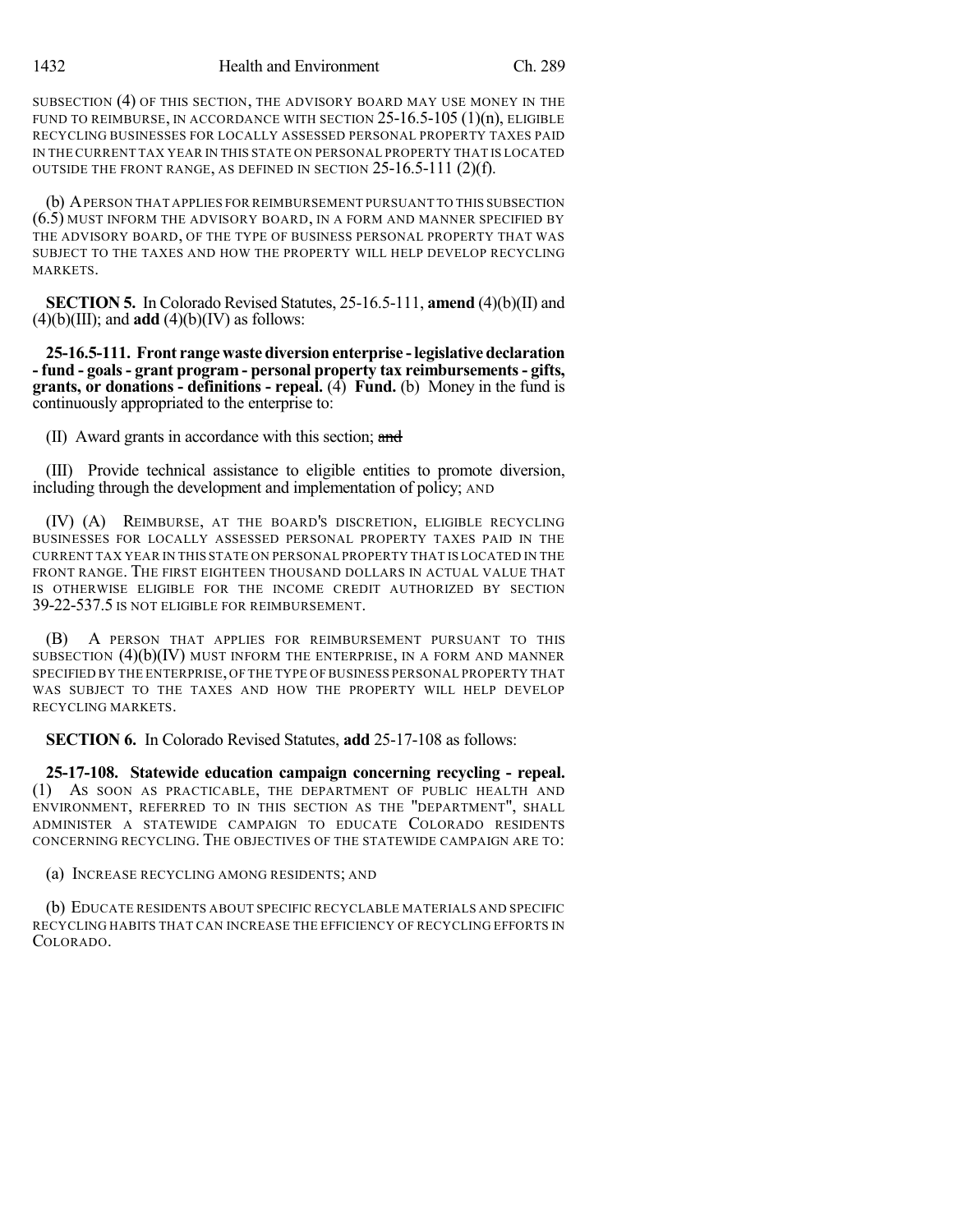SUBSECTION (4) OF THIS SECTION, THE ADVISORY BOARD MAY USE MONEY IN THE FUND TO REIMBURSE, IN ACCORDANCE WITH SECTION 25-16.5-105 (1)(n), ELIGIBLE RECYCLING BUSINESSES FOR LOCALLY ASSESSED PERSONAL PROPERTY TAXES PAID IN THE CURRENT TAX YEAR IN THIS STATE ON PERSONAL PROPERTY THAT IS LOCATED OUTSIDE THE FRONT RANGE, AS DEFINED IN SECTION 25-16.5-111 (2)(f).

(b) A PERSON THAT APPLIES FOR REIMBURSEMENT PURSUANT TO THIS SUBSECTION (6.5) MUST INFORM THE ADVISORY BOARD, IN A FORM AND MANNER SPECIFIED BY THE ADVISORY BOARD, OF THE TYPE OF BUSINESS PERSONAL PROPERTY THAT WAS SUBJECT TO THE TAXES AND HOW THE PROPERTY WILL HELP DEVELOP RECYCLING MARKETS.

**SECTION 5.** In Colorado Revised Statutes, 25-16.5-111, **amend** (4)(b)(II) and (4)(b)(III); and **add** (4)(b)(IV) as follows:

**25-16.5-111. Front range waste diversion enterprise - legislative declaration - fund - goals - grant program - personal property tax reimbursements - gifts, grants, or donations - definitions - repeal.** (4) **Fund.** (b) Money in the fund is continuously appropriated to the enterprise to:

(II) Award grants in accordance with this section; ~~and~~

(III) Provide technical assistance to eligible entities to promote diversion, including through the development and implementation of policy; AND

(IV) (A) REIMBURSE, AT THE BOARD'S DISCRETION, ELIGIBLE RECYCLING BUSINESSES FOR LOCALLY ASSESSED PERSONAL PROPERTY TAXES PAID IN THE CURRENT TAX YEAR IN THIS STATE ON PERSONAL PROPERTY THAT IS LOCATED IN THE FRONT RANGE. THE FIRST EIGHTEEN THOUSAND DOLLARS IN ACTUAL VALUE THAT IS OTHERWISE ELIGIBLE FOR THE INCOME CREDIT AUTHORIZED BY SECTION 39-22-537.5 IS NOT ELIGIBLE FOR REIMBURSEMENT.

(B) A PERSON THAT APPLIES FOR REIMBURSEMENT PURSUANT TO THIS SUBSECTION (4)(b)(IV) MUST INFORM THE ENTERPRISE, IN A FORM AND MANNER SPECIFIED BY THE ENTERPRISE, OF THE TYPE OF BUSINESS PERSONAL PROPERTY THAT WAS SUBJECT TO THE TAXES AND HOW THE PROPERTY WILL HELP DEVELOP RECYCLING MARKETS.

**SECTION 6.** In Colorado Revised Statutes, **add** 25-17-108 as follows:

**25-17-108. Statewide education campaign concerning recycling - repeal.** (1) AS SOON AS PRACTICABLE, THE DEPARTMENT OF PUBLIC HEALTH AND ENVIRONMENT, REFERRED TO IN THIS SECTION AS THE "DEPARTMENT", SHALL ADMINISTER A STATEWIDE CAMPAIGN TO EDUCATE COLORADO RESIDENTS CONCERNING RECYCLING. THE OBJECTIVES OF THE STATEWIDE CAMPAIGN ARE TO:

(a) INCREASE RECYCLING AMONG RESIDENTS; AND

(b) EDUCATE RESIDENTS ABOUT SPECIFIC RECYCLABLE MATERIALS AND SPECIFIC RECYCLING HABITS THAT CAN INCREASE THE EFFICIENCY OF RECYCLING EFFORTS IN COLORADO.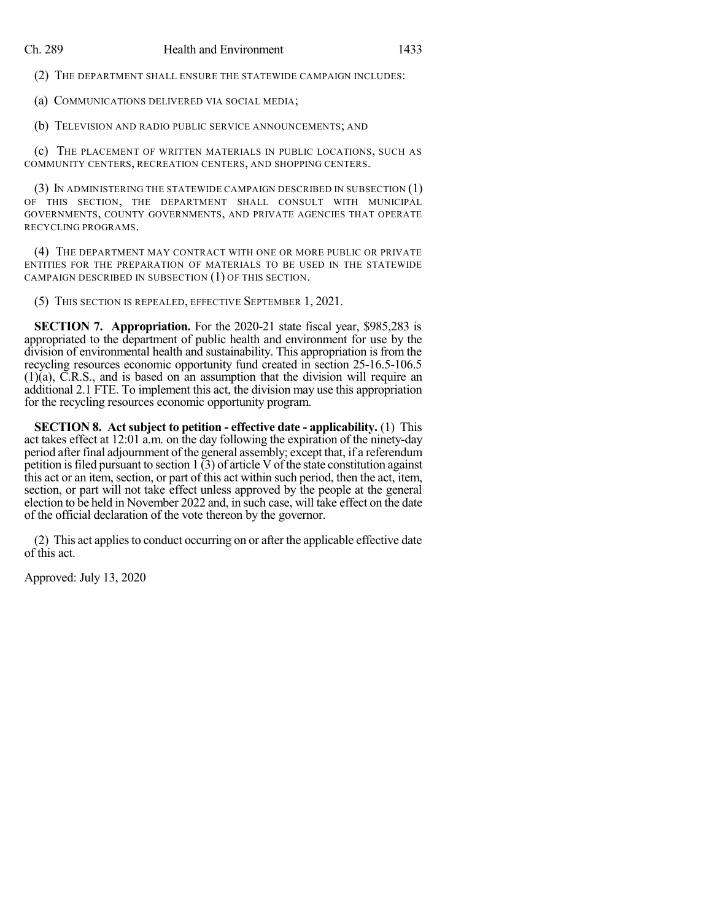(2) THE DEPARTMENT SHALL ENSURE THE STATEWIDE CAMPAIGN INCLUDES:

(a) COMMUNICATIONS DELIVERED VIA SOCIAL MEDIA;

(b) TELEVISION AND RADIO PUBLIC SERVICE ANNOUNCEMENTS; AND

(c) THE PLACEMENT OF WRITTEN MATERIALS IN PUBLIC LOCATIONS, SUCH AS COMMUNITY CENTERS, RECREATION CENTERS, AND SHOPPING CENTERS.

(3) IN ADMINISTERING THE STATEWIDE CAMPAIGN DESCRIBED IN SUBSECTION (1) OF THIS SECTION, THE DEPARTMENT SHALL CONSULT WITH MUNICIPAL GOVERNMENTS, COUNTY GOVERNMENTS, AND PRIVATE AGENCIES THAT OPERATE RECYCLING PROGRAMS.

(4) THE DEPARTMENT MAY CONTRACT WITH ONE OR MORE PUBLIC OR PRIVATE ENTITIES FOR THE PREPARATION OF MATERIALS TO BE USED IN THE STATEWIDE CAMPAIGN DESCRIBED IN SUBSECTION (1) OF THIS SECTION.

(5) THIS SECTION IS REPEALED, EFFECTIVE SEPTEMBER 1, 2021.

**SECTION 7. Appropriation.** For the 2020-21 state fiscal year, $985,283 is appropriated to the department of public health and environment for use by the division of environmental health and sustainability. This appropriation is from the recycling resources economic opportunity fund created in section 25-16.5-106.5 (1)(a), C.R.S., and is based on an assumption that the division will require an additional 2.1 FTE. To implement this act, the division may use this appropriation for the recycling resources economic opportunity program.

**SECTION 8. Act subject to petition - effective date - applicability.** (1) This act takes effect at 12:01 a.m. on the day following the expiration of the ninety-day period after final adjournment of the general assembly; except that, if a referendum petition is filed pursuant to section 1 (3) of article V of the state constitution against this act or an item, section, or part of this act within such period, then the act, item, section, or part will not take effect unless approved by the people at the general election to be held in November 2022 and, in such case, will take effect on the date of the official declaration of the vote thereon by the governor.

(2) This act applies to conduct occurring on or after the applicable effective date of this act.

Approved: July 13, 2020